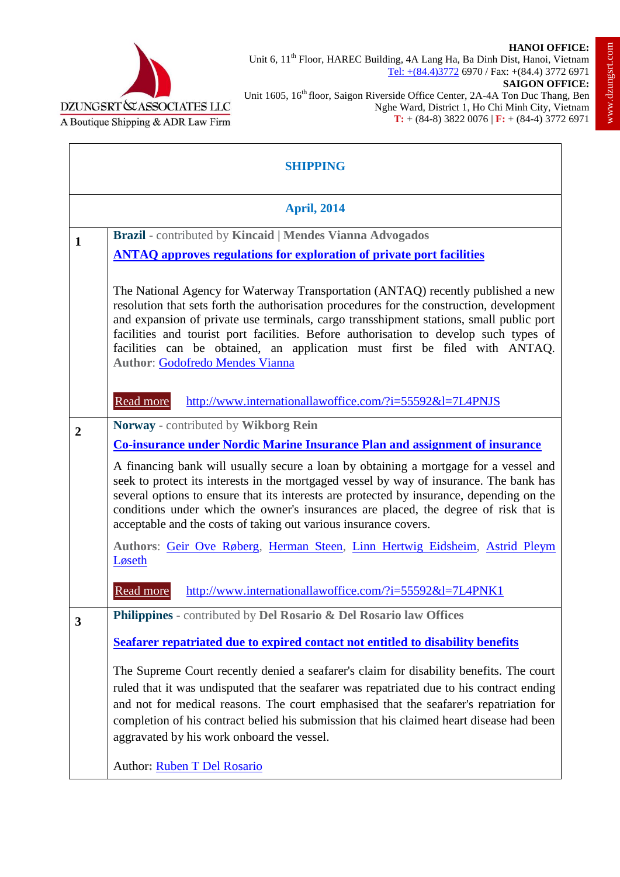DZUNGSRT & ASSOCIATES LLC
A Boutique Shipping & ADR Law Firm

**HANOI OFFICE:**
Unit 6, 11th Floor, HAREC Building, 4A Lang Ha, Ba Dinh Dist, Hanoi, Vietnam
Tel: +(84.4)3772 6970 / Fax: +(84.4) 3772 6971

**SAIGON OFFICE:**
Unit 1605, 16th floor, Saigon Riverside Office Center, 2A-4A Ton Duc Thang, Ben Nghe Ward, District 1, Ho Chi Minh City, Vietnam
**T:** + (84-8) 3822 0076 | **F:** + (84-4) 3772 6971

www.dzungsrt.com

# SHIPPING

## April, 2014

**1**

**Brazil** - contributed by **Kincaid | Mendes Vianna Advogados**

**ANTAQ approves regulations for exploration of private port facilities**

The National Agency for Waterway Transportation (ANTAQ) recently published a new resolution that sets forth the authorisation procedures for the construction, development and expansion of private use terminals, cargo transshipment stations, small public port facilities and tourist port facilities. Before authorisation to develop such types of facilities can be obtained, an application must first be filed with ANTAQ. **Author**: Godofredo Mendes Vianna

Read more http://www.internationallawoffice.com/?i=55592&l=7L4PNJS

**2**

**Norway** - contributed by **Wikborg Rein**

**Co-insurance under Nordic Marine Insurance Plan and assignment of insurance**

A financing bank will usually secure a loan by obtaining a mortgage for a vessel and seek to protect its interests in the mortgaged vessel by way of insurance. The bank has several options to ensure that its interests are protected by insurance, depending on the conditions under which the owner's insurances are placed, the degree of risk that is acceptable and the costs of taking out various insurance covers.

**Authors**: Geir Ove Røberg, Herman Steen, Linn Hertwig Eidsheim, Astrid Pleym Løseth

Read more http://www.internationallawoffice.com/?i=55592&l=7L4PNK1

**3**

**Philippines** - contributed by **Del Rosario & Del Rosario law Offices**

**Seafarer repatriated due to expired contact not entitled to disability benefits**

The Supreme Court recently denied a seafarer's claim for disability benefits. The court ruled that it was undisputed that the seafarer was repatriated due to his contract ending and not for medical reasons. The court emphasised that the seafarer's repatriation for completion of his contract belied his submission that his claimed heart disease had been aggravated by his work onboard the vessel.

Author: **Ruben T Del Rosario**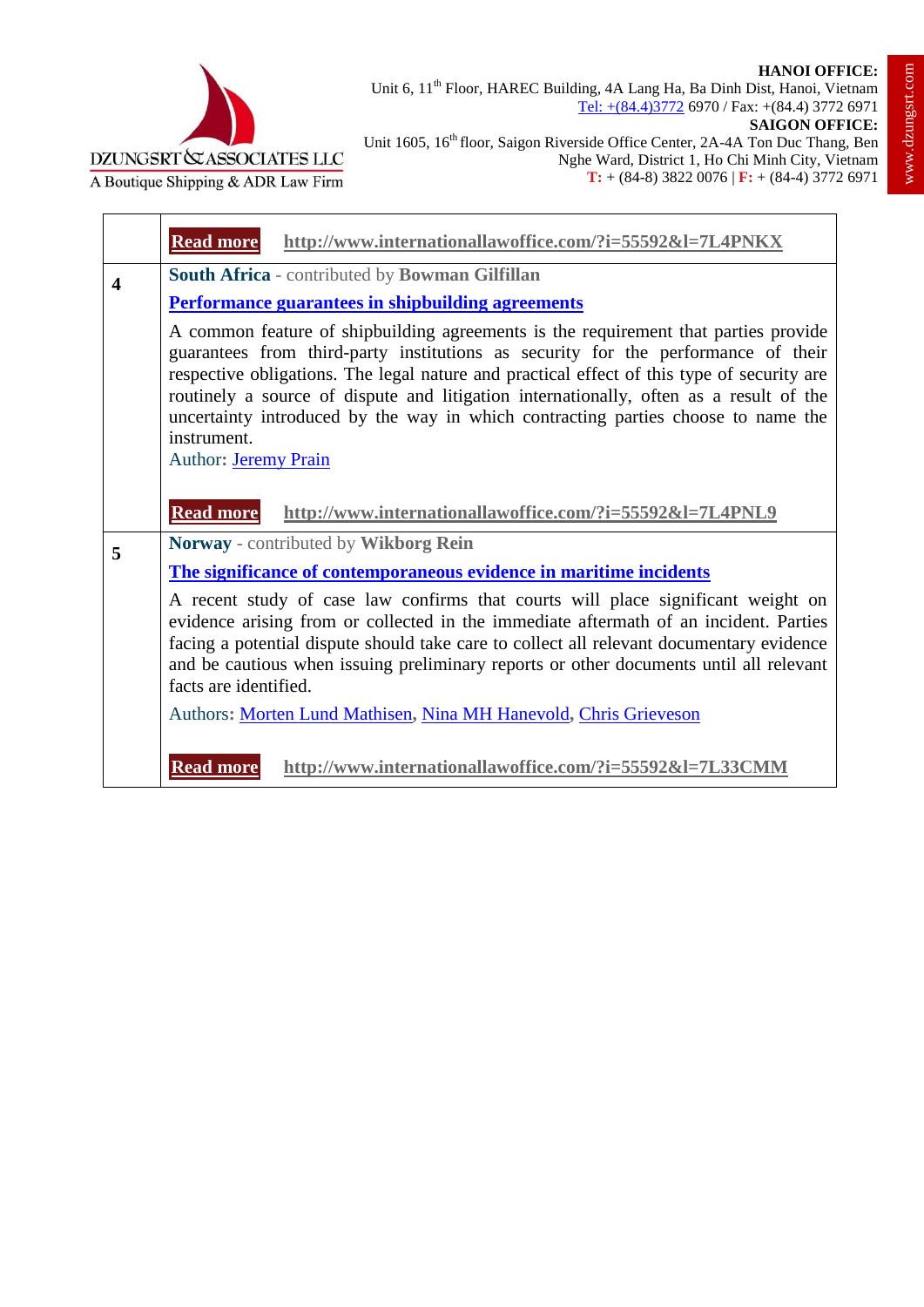| | |
|---|---|
| | **Read more** http://www.internationallawoffice.com/?i=55592&l=7L4PNKX |
| **4** | **South Africa** - contributed by **Bowman Gilfillan**<br><br>**Performance guarantees in shipbuilding agreements**<br><br>A common feature of shipbuilding agreements is the requirement that parties provide guarantees from third-party institutions as security for the performance of their respective obligations. The legal nature and practical effect of this type of security are routinely a source of dispute and litigation internationally, often as a result of the uncertainty introduced by the way in which contracting parties choose to name the instrument.<br>Author: Jeremy Prain<br><br>**Read more** http://www.internationallawoffice.com/?i=55592&l=7L4PNL9 |
| **5** | **Norway** - contributed by **Wikborg Rein**<br><br>**The significance of contemporaneous evidence in maritime incidents**<br><br>A recent study of case law confirms that courts will place significant weight on evidence arising from or collected in the immediate aftermath of an incident. Parties facing a potential dispute should take care to collect all relevant documentary evidence and be cautious when issuing preliminary reports or other documents until all relevant facts are identified.<br><br>Authors: Morten Lund Mathisen, Nina MH Hanevold, Chris Grieveson<br><br>**Read more** http://www.internationallawoffice.com/?i=55592&l=7L33CMM |